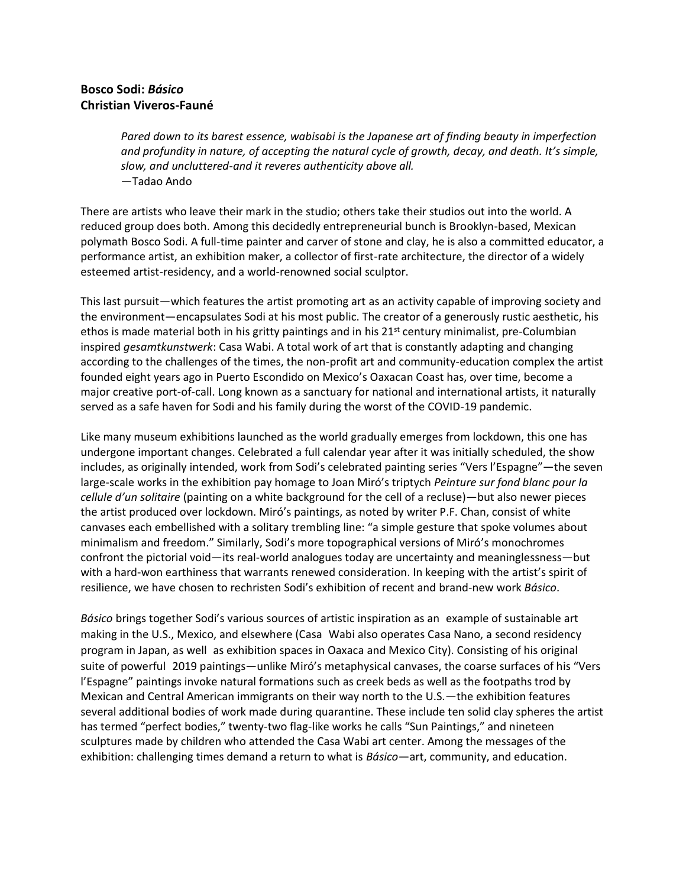**Bosco Sodi: *Básico***
**Christian Viveros-Fauné**

> *Pared down to its barest essence, wabisabi is the Japanese art of finding beauty in imperfection and profundity in nature, of accepting the natural cycle of growth, decay, and death. It's simple, slow, and uncluttered-and it reveres authenticity above all.*
> —Tadao Ando

There are artists who leave their mark in the studio; others take their studios out into the world. A reduced group does both. Among this decidedly entrepreneurial bunch is Brooklyn-based, Mexican polymath Bosco Sodi. A full-time painter and carver of stone and clay, he is also a committed educator, a performance artist, an exhibition maker, a collector of first-rate architecture, the director of a widely esteemed artist-residency, and a world-renowned social sculptor.

This last pursuit—which features the artist promoting art as an activity capable of improving society and the environment—encapsulates Sodi at his most public. The creator of a generously rustic aesthetic, his ethos is made material both in his gritty paintings and in his 21st century minimalist, pre-Columbian inspired *gesamtkunstwerk*: Casa Wabi. A total work of art that is constantly adapting and changing according to the challenges of the times, the non-profit art and community-education complex the artist founded eight years ago in Puerto Escondido on Mexico's Oaxacan Coast has, over time, become a major creative port-of-call. Long known as a sanctuary for national and international artists, it naturally served as a safe haven for Sodi and his family during the worst of the COVID-19 pandemic.

Like many museum exhibitions launched as the world gradually emerges from lockdown, this one has undergone important changes. Celebrated a full calendar year after it was initially scheduled, the show includes, as originally intended, work from Sodi's celebrated painting series "Vers l'Espagne"—the seven large-scale works in the exhibition pay homage to Joan Miró's triptych *Peinture sur fond blanc pour la cellule d'un solitaire* (painting on a white background for the cell of a recluse)—but also newer pieces the artist produced over lockdown. Miró's paintings, as noted by writer P.F. Chan, consist of white canvases each embellished with a solitary trembling line: "a simple gesture that spoke volumes about minimalism and freedom." Similarly, Sodi's more topographical versions of Miró's monochromes confront the pictorial void—its real-world analogues today are uncertainty and meaninglessness—but with a hard-won earthiness that warrants renewed consideration. In keeping with the artist's spirit of resilience, we have chosen to rechristen Sodi's exhibition of recent and brand-new work *Básico*.

*Básico* brings together Sodi's various sources of artistic inspiration as an example of sustainable art making in the U.S., Mexico, and elsewhere (Casa Wabi also operates Casa Nano, a second residency program in Japan, as well as exhibition spaces in Oaxaca and Mexico City). Consisting of his original suite of powerful 2019 paintings—unlike Miró's metaphysical canvases, the coarse surfaces of his "Vers l'Espagne" paintings invoke natural formations such as creek beds as well as the footpaths trod by Mexican and Central American immigrants on their way north to the U.S.—the exhibition features several additional bodies of work made during quarantine. These include ten solid clay spheres the artist has termed "perfect bodies," twenty-two flag-like works he calls "Sun Paintings," and nineteen sculptures made by children who attended the Casa Wabi art center. Among the messages of the exhibition: challenging times demand a return to what is *Básico*—art, community, and education.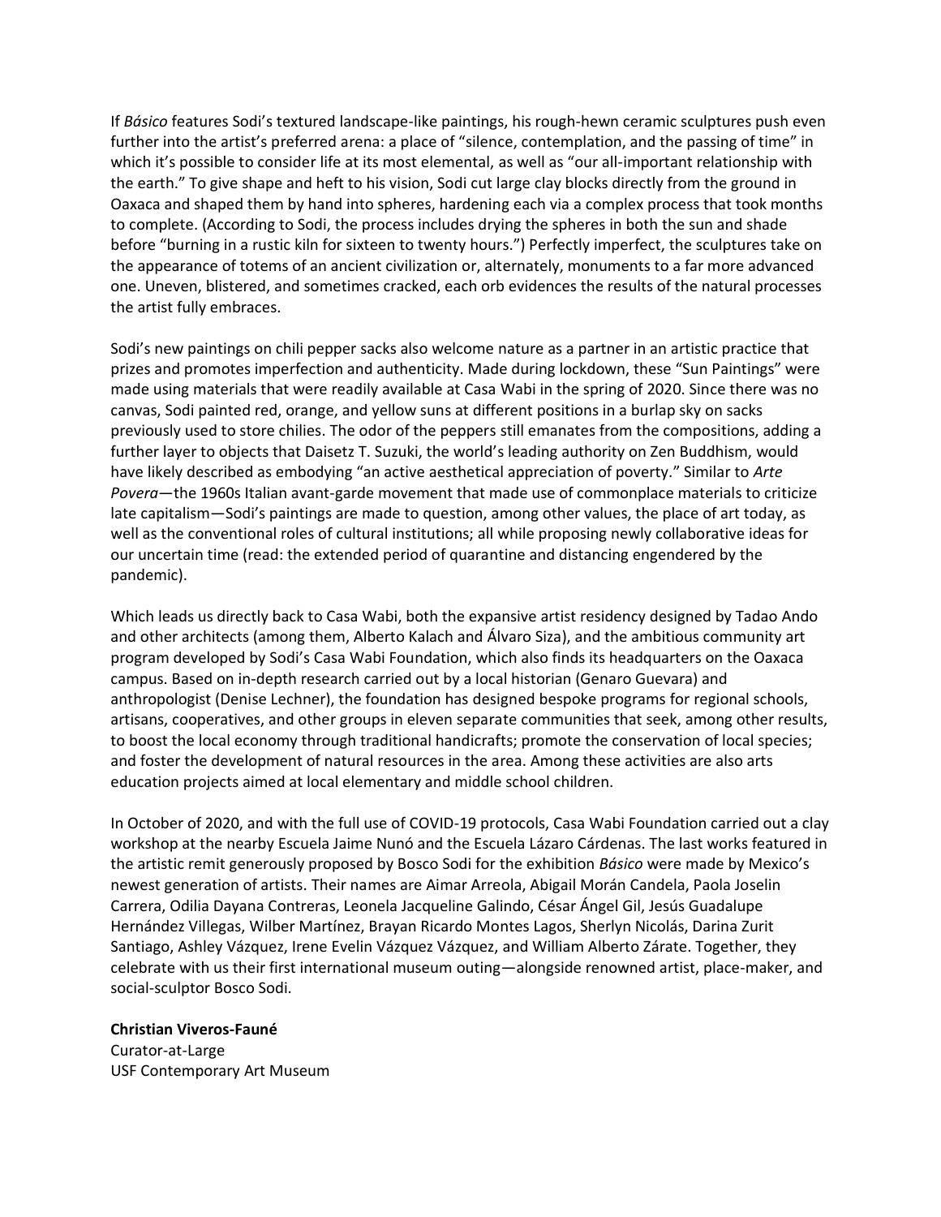If *Básico* features Sodi's textured landscape-like paintings, his rough-hewn ceramic sculptures push even further into the artist's preferred arena: a place of "silence, contemplation, and the passing of time" in which it's possible to consider life at its most elemental, as well as "our all-important relationship with the earth." To give shape and heft to his vision, Sodi cut large clay blocks directly from the ground in Oaxaca and shaped them by hand into spheres, hardening each via a complex process that took months to complete. (According to Sodi, the process includes drying the spheres in both the sun and shade before "burning in a rustic kiln for sixteen to twenty hours.") Perfectly imperfect, the sculptures take on the appearance of totems of an ancient civilization or, alternately, monuments to a far more advanced one. Uneven, blistered, and sometimes cracked, each orb evidences the results of the natural processes the artist fully embraces.

Sodi's new paintings on chili pepper sacks also welcome nature as a partner in an artistic practice that prizes and promotes imperfection and authenticity. Made during lockdown, these "Sun Paintings" were made using materials that were readily available at Casa Wabi in the spring of 2020. Since there was no canvas, Sodi painted red, orange, and yellow suns at different positions in a burlap sky on sacks previously used to store chilies. The odor of the peppers still emanates from the compositions, adding a further layer to objects that Daisetz T. Suzuki, the world's leading authority on Zen Buddhism, would have likely described as embodying "an active aesthetical appreciation of poverty." Similar to *Arte Povera*—the 1960s Italian avant-garde movement that made use of commonplace materials to criticize late capitalism—Sodi's paintings are made to question, among other values, the place of art today, as well as the conventional roles of cultural institutions; all while proposing newly collaborative ideas for our uncertain time (read: the extended period of quarantine and distancing engendered by the pandemic).

Which leads us directly back to Casa Wabi, both the expansive artist residency designed by Tadao Ando and other architects (among them, Alberto Kalach and Álvaro Siza), and the ambitious community art program developed by Sodi's Casa Wabi Foundation, which also finds its headquarters on the Oaxaca campus. Based on in-depth research carried out by a local historian (Genaro Guevara) and anthropologist (Denise Lechner), the foundation has designed bespoke programs for regional schools, artisans, cooperatives, and other groups in eleven separate communities that seek, among other results, to boost the local economy through traditional handicrafts; promote the conservation of local species; and foster the development of natural resources in the area. Among these activities are also arts education projects aimed at local elementary and middle school children.

In October of 2020, and with the full use of COVID-19 protocols, Casa Wabi Foundation carried out a clay workshop at the nearby Escuela Jaime Nunó and the Escuela Lázaro Cárdenas. The last works featured in the artistic remit generously proposed by Bosco Sodi for the exhibition *Básico* were made by Mexico's newest generation of artists. Their names are Aimar Arreola, Abigail Morán Candela, Paola Joselin Carrera, Odilia Dayana Contreras, Leonela Jacqueline Galindo, César Ángel Gil, Jesús Guadalupe Hernández Villegas, Wilber Martínez, Brayan Ricardo Montes Lagos, Sherlyn Nicolás, Darina Zurit Santiago, Ashley Vázquez, Irene Evelin Vázquez Vázquez, and William Alberto Zárate. Together, they celebrate with us their first international museum outing—alongside renowned artist, place-maker, and social-sculptor Bosco Sodi.

**Christian Viveros-Fauné**
Curator-at-Large
USF Contemporary Art Museum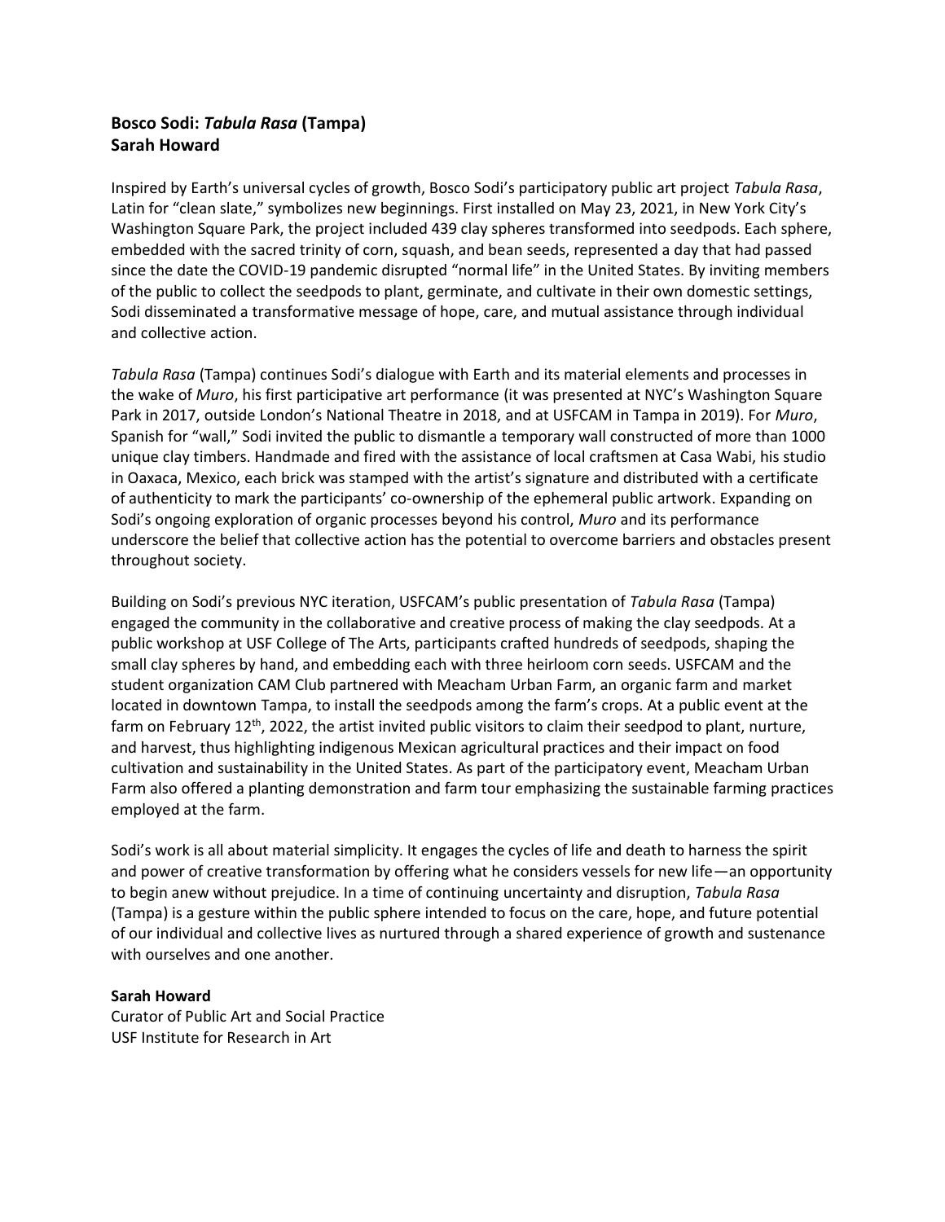**Bosco Sodi: *Tabula Rasa* (Tampa)**
**Sarah Howard**

Inspired by Earth's universal cycles of growth, Bosco Sodi's participatory public art project *Tabula Rasa*, Latin for "clean slate," symbolizes new beginnings. First installed on May 23, 2021, in New York City's Washington Square Park, the project included 439 clay spheres transformed into seedpods. Each sphere, embedded with the sacred trinity of corn, squash, and bean seeds, represented a day that had passed since the date the COVID-19 pandemic disrupted "normal life" in the United States. By inviting members of the public to collect the seedpods to plant, germinate, and cultivate in their own domestic settings, Sodi disseminated a transformative message of hope, care, and mutual assistance through individual and collective action.

*Tabula Rasa* (Tampa) continues Sodi's dialogue with Earth and its material elements and processes in the wake of *Muro*, his first participative art performance (it was presented at NYC's Washington Square Park in 2017, outside London's National Theatre in 2018, and at USFCAM in Tampa in 2019). For *Muro*, Spanish for "wall," Sodi invited the public to dismantle a temporary wall constructed of more than 1000 unique clay timbers. Handmade and fired with the assistance of local craftsmen at Casa Wabi, his studio in Oaxaca, Mexico, each brick was stamped with the artist's signature and distributed with a certificate of authenticity to mark the participants' co-ownership of the ephemeral public artwork. Expanding on Sodi's ongoing exploration of organic processes beyond his control, *Muro* and its performance underscore the belief that collective action has the potential to overcome barriers and obstacles present throughout society.

Building on Sodi's previous NYC iteration, USFCAM's public presentation of *Tabula Rasa* (Tampa) engaged the community in the collaborative and creative process of making the clay seedpods. At a public workshop at USF College of The Arts, participants crafted hundreds of seedpods, shaping the small clay spheres by hand, and embedding each with three heirloom corn seeds. USFCAM and the student organization CAM Club partnered with Meacham Urban Farm, an organic farm and market located in downtown Tampa, to install the seedpods among the farm's crops. At a public event at the farm on February 12th, 2022, the artist invited public visitors to claim their seedpod to plant, nurture, and harvest, thus highlighting indigenous Mexican agricultural practices and their impact on food cultivation and sustainability in the United States. As part of the participatory event, Meacham Urban Farm also offered a planting demonstration and farm tour emphasizing the sustainable farming practices employed at the farm.

Sodi's work is all about material simplicity. It engages the cycles of life and death to harness the spirit and power of creative transformation by offering what he considers vessels for new life—an opportunity to begin anew without prejudice. In a time of continuing uncertainty and disruption, *Tabula Rasa* (Tampa) is a gesture within the public sphere intended to focus on the care, hope, and future potential of our individual and collective lives as nurtured through a shared experience of growth and sustenance with ourselves and one another.

**Sarah Howard**
Curator of Public Art and Social Practice
USF Institute for Research in Art